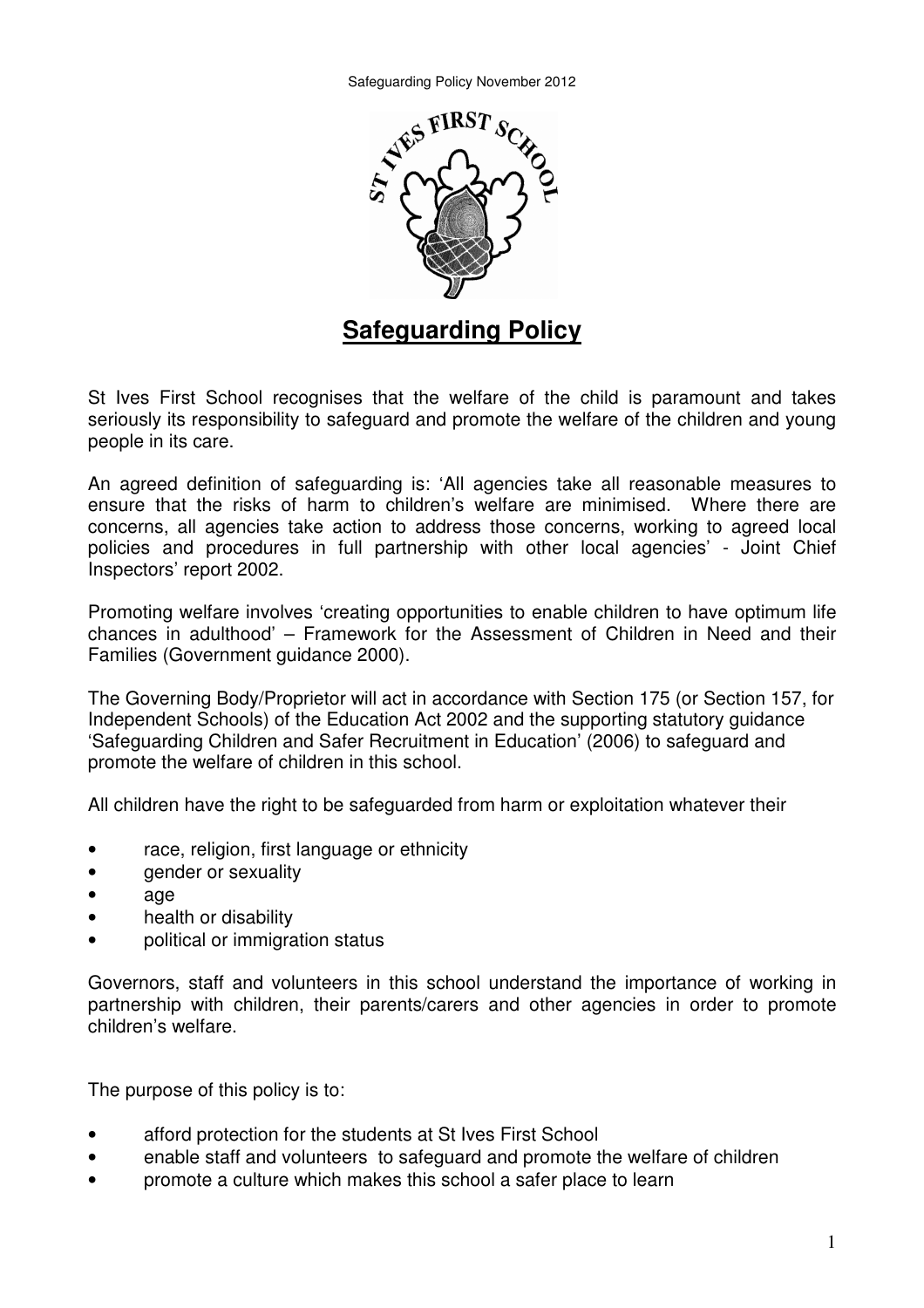# Safeguarding Policy

St Ives First School recognises that the welfare of the child is paramount and takes seriously its responsibility to safeguard and promote the welfare of the children and young people in its care.

An agreed definition of safeguarding is: 'All agencies take all reasonable measures to ensure that the risks of harm to children's welfare are minimised. Where there are concerns, all agencies take action to address those concerns, working to agreed local policies and procedures in full partnership with other local agencies' - Joint Chief Inspectors' report 2002.

Promoting welfare involves 'creating opportunities to enable children to have optimum life chances in adulthood' – Framework for the Assessment of Children in Need and their Families (Government guidance 2000).

The Governing Body/Proprietor will act in accordance with Section 175 (or Section 157, for Independent Schools) of the Education Act 2002 and the supporting statutory guidance 'Safeguarding Children and Safer Recruitment in Education' (2006) to safeguard and promote the welfare of children in this school.

All children have the right to be safeguarded from harm or exploitation whatever their

- race, religion, first language or ethnicity
- gender or sexuality
- age
- health or disability
- political or immigration status

Governors, staff and volunteers in this school understand the importance of working in partnership with children, their parents/carers and other agencies in order to promote children's welfare.

The purpose of this policy is to:

- afford protection for the students at St Ives First School
- enable staff and volunteers to safeguard and promote the welfare of children
- promote a culture which makes this school a safer place to learn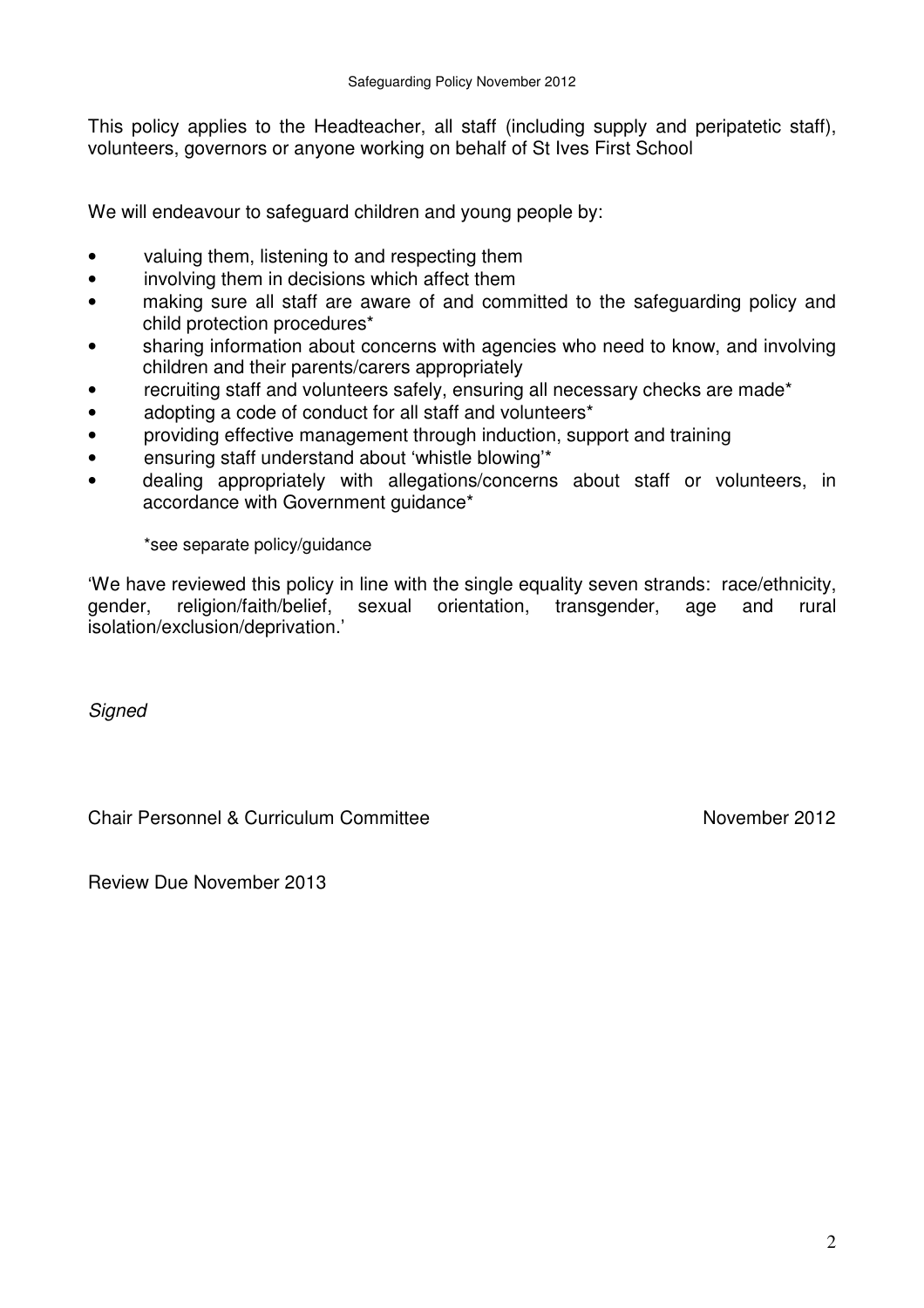This policy applies to the Headteacher, all staff (including supply and peripatetic staff), volunteers, governors or anyone working on behalf of St Ives First School

We will endeavour to safeguard children and young people by:

- valuing them, listening to and respecting them
- involving them in decisions which affect them
- making sure all staff are aware of and committed to the safeguarding policy and child protection procedures*
- sharing information about concerns with agencies who need to know, and involving children and their parents/carers appropriately
- recruiting staff and volunteers safely, ensuring all necessary checks are made*
- adopting a code of conduct for all staff and volunteers*
- providing effective management through induction, support and training
- ensuring staff understand about 'whistle blowing'*
- dealing appropriately with allegations/concerns about staff or volunteers, in accordance with Government guidance*

*see separate policy/guidance

'We have reviewed this policy in line with the single equality seven strands: race/ethnicity, gender, religion/faith/belief, sexual orientation, transgender, age and rural isolation/exclusion/deprivation.'

*Signed*

Chair Personnel & Curriculum Committee November 2012

Review Due November 2013